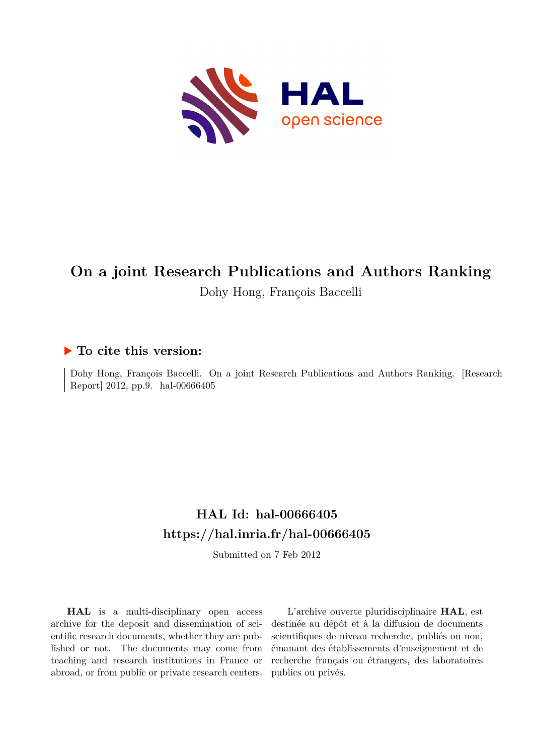# On a joint Research Publications and Authors Ranking

Dohy Hong, François Baccelli

## ▶ To cite this version:

Dohy Hong, François Baccelli. On a joint Research Publications and Authors Ranking. [Research Report] 2012, pp.9. hal-00666405

## HAL Id: hal-00666405
## https://hal.inria.fr/hal-00666405

Submitted on 7 Feb 2012

**HAL** is a multi-disciplinary open access archive for the deposit and dissemination of scientific research documents, whether they are published or not. The documents may come from teaching and research institutions in France or abroad, or from public or private research centers.

L'archive ouverte pluridisciplinaire **HAL**, est destinée au dépôt et à la diffusion de documents scientifiques de niveau recherche, publiés ou non, émanant des établissements d'enseignement et de recherche français ou étrangers, des laboratoires publics ou privés.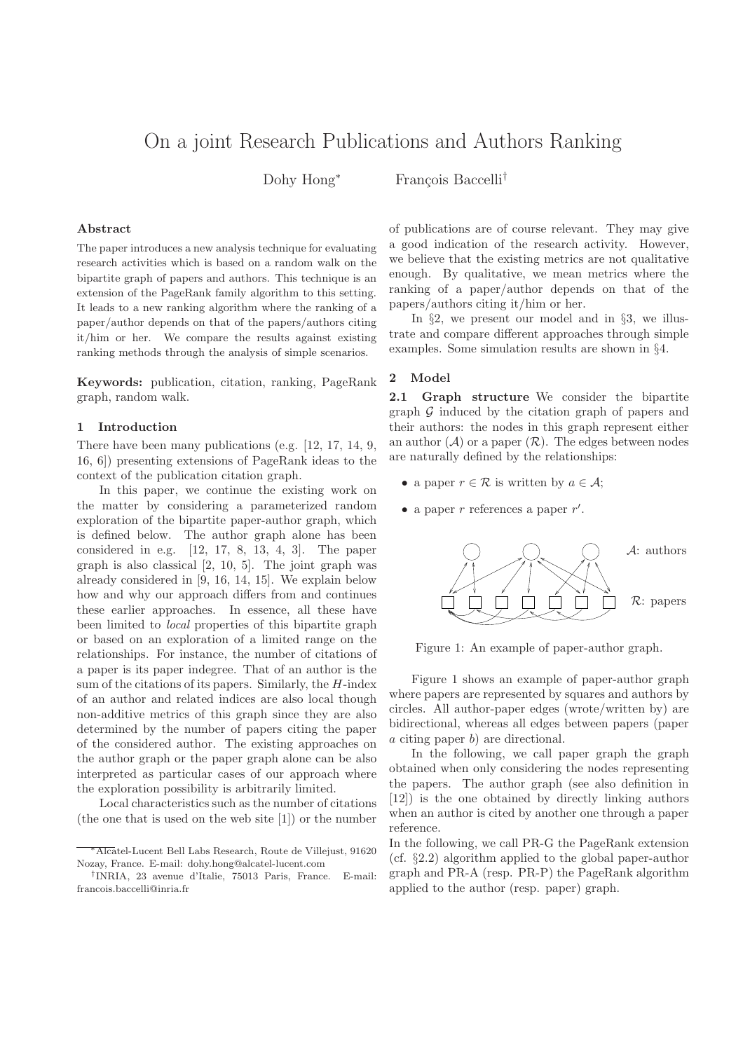# On a joint Research Publications and Authors Ranking

Dohy Hong[*] François Baccelli[†]

### Abstract

The paper introduces a new analysis technique for evaluating research activities which is based on a random walk on the bipartite graph of papers and authors. This technique is an extension of the PageRank family algorithm to this setting. It leads to a new ranking algorithm where the ranking of a paper/author depends on that of the papers/authors citing it/him or her. We compare the results against existing ranking methods through the analysis of simple scenarios.

**Keywords:** publication, citation, ranking, PageRank graph, random walk.

## 1 Introduction

There have been many publications (e.g. [12, 17, 14, 9, 16, 6]) presenting extensions of PageRank ideas to the context of the publication citation graph.

In this paper, we continue the existing work on the matter by considering a parameterized random exploration of the bipartite paper-author graph, which is defined below. The author graph alone has been considered in e.g. [12, 17, 8, 13, 4, 3]. The paper graph is also classical [2, 10, 5]. The joint graph was already considered in [9, 16, 14, 15]. We explain below how and why our approach differs from and continues these earlier approaches. In essence, all these have been limited to *local* properties of this bipartite graph or based on an exploration of a limited range on the relationships. For instance, the number of citations of a paper is its paper indegree. That of an author is the sum of the citations of its papers. Similarly, the $H$-index of an author and related indices are also local though non-additive metrics of this graph since they are also determined by the number of papers citing the paper of the considered author. The existing approaches on the author graph or the paper graph alone can be also interpreted as particular cases of our approach where the exploration possibility is arbitrarily limited.

Local characteristics such as the number of citations (the one that is used on the web site [1]) or the number of publications are of course relevant. They may give a good indication of the research activity. However, we believe that the existing metrics are not qualitative enough. By qualitative, we mean metrics where the ranking of a paper/author depends on that of the papers/authors citing it/him or her.

In §2, we present our model and in §3, we illustrate and compare different approaches through simple examples. Some simulation results are shown in §4.

## 2 Model

**2.1 Graph structure** We consider the bipartite graph $\mathcal{G}$ induced by the citation graph of papers and their authors: the nodes in this graph represent either an author ($\mathcal{A}$) or a paper ($\mathcal{R}$). The edges between nodes are naturally defined by the relationships:

- a paper $r \in \mathcal{R}$ is written by $a \in \mathcal{A}$;
- a paper $r$ references a paper $r'$.

Figure 1: An example of paper-author graph.

Figure 1 shows an example of paper-author graph where papers are represented by squares and authors by circles. All author-paper edges (wrote/written by) are bidirectional, whereas all edges between papers (paper $a$ citing paper $b$) are directional.

In the following, we call paper graph the graph obtained when only considering the nodes representing the papers. The author graph (see also definition in [12]) is the one obtained by directly linking authors when an author is cited by another one through a paper reference.

In the following, we call PR-G the PageRank extension (cf. §2.2) algorithm applied to the global paper-author graph and PR-A (resp. PR-P) the PageRank algorithm applied to the author (resp. paper) graph.

[*] Alcatel-Lucent Bell Labs Research, Route de Villejust, 91620 Nozay, France. E-mail: dohy.hong@alcatel-lucent.com

[†] INRIA, 23 avenue d'Italie, 75013 Paris, France. E-mail: francois.baccelli@inria.fr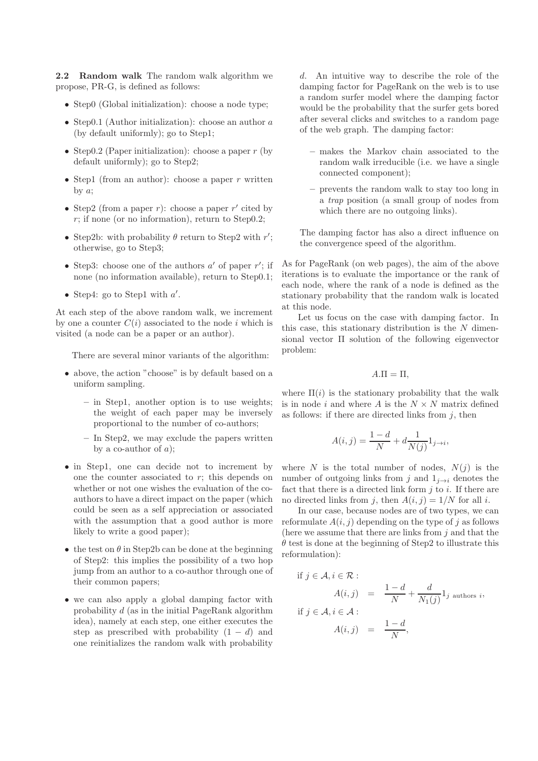**2.2 Random walk** The random walk algorithm we propose, PR-G, is defined as follows:

- Step0 (Global initialization): choose a node type;
- Step0.1 (Author initialization): choose an author $a$ (by default uniformly); go to Step1;
- Step0.2 (Paper initialization): choose a paper $r$ (by default uniformly); go to Step2;
- Step1 (from an author): choose a paper $r$ written by $a$;
- Step2 (from a paper $r$): choose a paper $r'$ cited by $r$; if none (or no information), return to Step0.2;
- Step2b: with probability $\theta$ return to Step2 with $r'$; otherwise, go to Step3;
- Step3: choose one of the authors $a'$ of paper $r'$; if none (no information available), return to Step0.1;
- Step4: go to Step1 with $a'$.

At each step of the above random walk, we increment by one a counter $C(i)$ associated to the node $i$ which is visited (a node can be a paper or an author).

There are several minor variants of the algorithm:

- above, the action "choose" is by default based on a uniform sampling.
  - in Step1, another option is to use weights; the weight of each paper may be inversely proportional to the number of co-authors;
  - In Step2, we may exclude the papers written by a co-author of $a$);
- in Step1, one can decide not to increment by one the counter associated to $r$; this depends on whether or not one wishes the evaluation of the co-authors to have a direct impact on the paper (which could be seen as a self appreciation or associated with the assumption that a good author is more likely to write a good paper);
- the test on $\theta$ in Step2b can be done at the beginning of Step2: this implies the possibility of a two hop jump from an author to a co-author through one of their common papers;
- we can also apply a global damping factor with probability $d$ (as in the initial PageRank algorithm idea), namely at each step, one either executes the step as prescribed with probability $(1-d)$ and one reinitializes the random walk with probability $d$. An intuitive way to describe the role of the damping factor for PageRank on the web is to use a random surfer model where the damping factor would be the probability that the surfer gets bored after several clicks and switches to a random page of the web graph. The damping factor:
  - makes the Markov chain associated to the random walk irreducible (i.e. we have a single connected component);
  - prevents the random walk to stay too long in a *trap* position (a small group of nodes from which there are no outgoing links).

  The damping factor has also a direct influence on the convergence speed of the algorithm.

As for PageRank (on web pages), the aim of the above iterations is to evaluate the importance or the rank of each node, where the rank of a node is defined as the stationary probability that the random walk is located at this node.

Let us focus on the case with damping factor. In this case, this stationary distribution is the $N$ dimensional vector $\Pi$ solution of the following eigenvector problem:

$$A.\Pi = \Pi,$$

where $\Pi(i)$ is the stationary probability that the walk is in node $i$ and where $A$ is the $N \times N$ matrix defined as follows: if there are directed links from $j$, then

$$A(i,j) = \frac{1-d}{N} + d\frac{1}{N(j)}1_{j \to i},$$

where $N$ is the total number of nodes, $N(j)$ is the number of outgoing links from $j$ and $1_{j \to i}$ denotes the fact that there is a directed link form $j$ to $i$. If there are no directed links from $j$, then $A(i,j) = 1/N$ for all $i$.

In our case, because nodes are of two types, we can reformulate $A(i,j)$ depending on the type of $j$ as follows (here we assume that there are links from $j$ and that the $\theta$ test is done at the beginning of Step2 to illustrate this reformulation):

if $j \in \mathcal{A}, i \in \mathcal{R}$ :

$$A(i,j) = \frac{1-d}{N} + \frac{d}{N_1(j)}1_{j \text{ authors } i},$$

if $j \in \mathcal{A}, i \in \mathcal{A}$ :

$$A(i,j) = \frac{1-d}{N},$$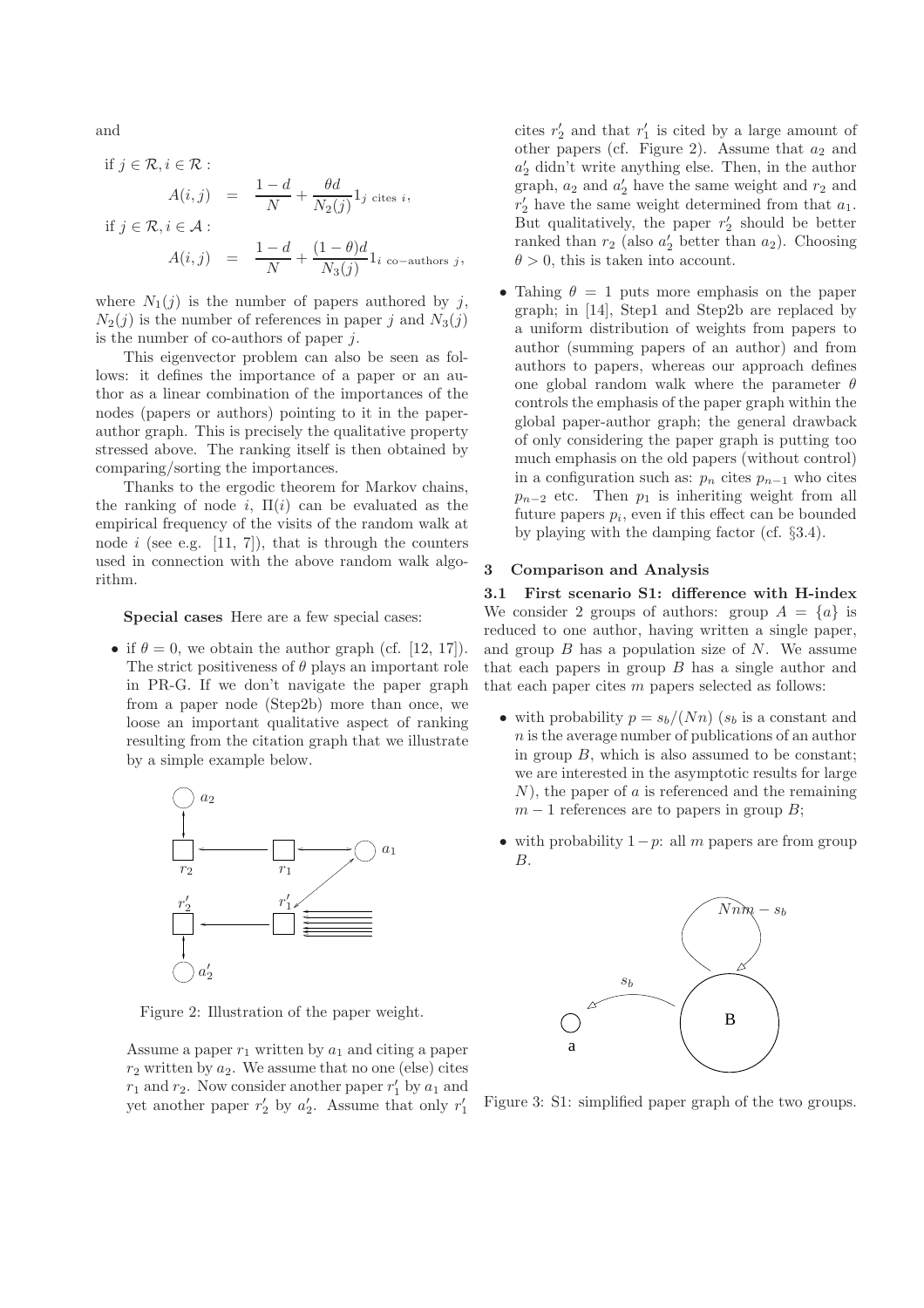and

if $j \in \mathcal{R}, i \in \mathcal{R}$ :

$$A(i,j) = \frac{1-d}{N} + \frac{\theta d}{N_2(j)} 1_{j \text{ cites } i},$$

if $j \in \mathcal{R}, i \in \mathcal{A}$ :

$$A(i,j) = \frac{1-d}{N} + \frac{(1-\theta)d}{N_3(j)} 1_{i \text{ co-authors } j},$$

where $N_1(j)$ is the number of papers authored by $j$, $N_2(j)$ is the number of references in paper $j$ and $N_3(j)$ is the number of co-authors of paper $j$.

This eigenvector problem can also be seen as follows: it defines the importance of a paper or an author as a linear combination of the importances of the nodes (papers or authors) pointing to it in the paper-author graph. This is precisely the qualitative property stressed above. The ranking itself is then obtained by comparing/sorting the importances.

Thanks to the ergodic theorem for Markov chains, the ranking of node $i$, $\Pi(i)$ can be evaluated as the empirical frequency of the visits of the random walk at node $i$ (see e.g. [11, 7]), that is through the counters used in connection with the above random walk algorithm.

**Special cases** Here are a few special cases:

- if $\theta = 0$, we obtain the author graph (cf. [12, 17]). The strict positiveness of $\theta$ plays an important role in PR-G. If we don't navigate the paper graph from a paper node (Step2b) more than once, we loose an important qualitative aspect of ranking resulting from the citation graph that we illustrate by a simple example below.

Figure 2: Illustration of the paper weight.

Assume a paper $r_1$ written by $a_1$ and citing a paper $r_2$ written by $a_2$. We assume that no one (else) cites $r_1$ and $r_2$. Now consider another paper $r'_1$ by $a_1$ and yet another paper $r'_2$ by $a'_2$. Assume that only $r'_1$ cites $r'_2$ and that $r'_1$ is cited by a large amount of other papers (cf. Figure 2). Assume that $a_2$ and $a'_2$ didn't write anything else. Then, in the author graph, $a_2$ and $a'_2$ have the same weight and $r_2$ and $r'_2$ have the same weight determined from that $a_1$. But qualitatively, the paper $r'_2$ should be better ranked than $r_2$ (also $a'_2$ better than $a_2$). Choosing $\theta > 0$, this is taken into account.

- Tahing $\theta = 1$ puts more emphasis on the paper graph; in [14], Step1 and Step2b are replaced by a uniform distribution of weights from papers to author (summing papers of an author) and from authors to papers, whereas our approach defines one global random walk where the parameter $\theta$ controls the emphasis of the paper graph within the global paper-author graph; the general drawback of only considering the paper graph is putting too much emphasis on the old papers (without control) in a configuration such as: $p_n$ cites $p_{n-1}$ who cites $p_{n-2}$ etc. Then $p_1$ is inheriting weight from all future papers $p_i$, even if this effect can be bounded by playing with the damping factor (cf. §3.4).

## 3 Comparison and Analysis

### 3.1 First scenario S1: difference with H-index

We consider 2 groups of authors: group $A = \{a\}$ is reduced to one author, having written a single paper, and group $B$ has a population size of $N$. We assume that each papers in group $B$ has a single author and that each paper cites $m$ papers selected as follows:

- with probability $p = s_b/(Nn)$ ($s_b$ is a constant and $n$ is the average number of publications of an author in group $B$, which is also assumed to be constant; we are interested in the asymptotic results for large $N$), the paper of $a$ is referenced and the remaining $m-1$ references are to papers in group $B$;
- with probability $1-p$: all $m$ papers are from group $B$.

Figure 3: S1: simplified paper graph of the two groups.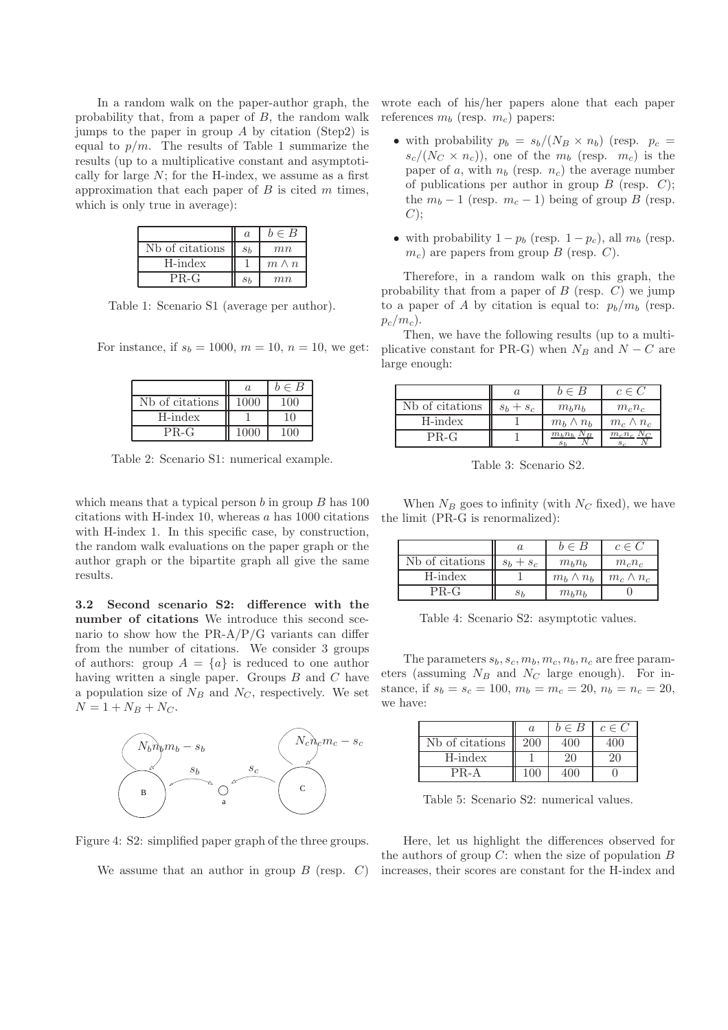In a random walk on the paper-author graph, the probability that, from a paper of $B$, the random walk jumps to the paper in group $A$ by citation (Step2) is equal to $p/m$. The results of Table 1 summarize the results (up to a multiplicative constant and asymptotically for large $N$; for the H-index, we assume as a first approximation that each paper of $B$ is cited $m$ times, which is only true in average):

| | $a$ | $b \in B$ |
|---|---|---|
| Nb of citations | $s_b$ | $mn$ |
| H-index | 1 | $m \wedge n$ |
| PR-G | $s_b$ | $mn$ |

Table 1: Scenario S1 (average per author).

For instance, if $s_b = 1000$, $m = 10$, $n = 10$, we get:

| | $a$ | $b \in B$ |
|---|---|---|
| Nb of citations | 1000 | 100 |
| H-index | 1 | 10 |
| PR-G | 1000 | 100 |

Table 2: Scenario S1: numerical example.

which means that a typical person $b$ in group $B$ has 100 citations with H-index 10, whereas $a$ has 1000 citations with H-index 1. In this specific case, by construction, the random walk evaluations on the paper graph or the author graph or the bipartite graph all give the same results.

**3.2 Second scenario S2: difference with the number of citations** We introduce this second scenario to show how the PR-A/P/G variants can differ from the number of citations. We consider 3 groups of authors: group $A = \{a\}$ is reduced to one author having written a single paper. Groups $B$ and $C$ have a population size of $N_B$ and $N_C$, respectively. We set $N = 1 + N_B + N_C$.

Figure 4: S2: simplified paper graph of the three groups.

We assume that an author in group $B$ (resp. $C$) wrote each of his/her papers alone that each paper references $m_b$ (resp. $m_c$) papers:

- with probability $p_b = s_b/(N_B \times n_b)$ (resp. $p_c = s_c/(N_C \times n_c)$), one of the $m_b$ (resp. $m_c$) is the paper of $a$, with $n_b$ (resp. $n_c$) the average number of publications per author in group $B$ (resp. $C$); the $m_b - 1$ (resp. $m_c - 1$) being of group $B$ (resp. $C$);
- with probability $1 - p_b$ (resp. $1 - p_c$), all $m_b$ (resp. $m_c$) are papers from group $B$ (resp. $C$).

Therefore, in a random walk on this graph, the probability that from a paper of $B$ (resp. $C$) we jump to a paper of $A$ by citation is equal to: $p_b/m_b$ (resp. $p_c/m_c$).

Then, we have the following results (up to a multiplicative constant for PR-G) when $N_B$ and $N - C$ are large enough:

| | $a$ | $b \in B$ | $c \in C$ |
|---|---|---|---|
| Nb of citations | $s_b + s_c$ | $m_b n_b$ | $m_c n_c$ |
| H-index | 1 | $m_b \wedge n_b$ | $m_c \wedge n_c$ |
| PR-G | 1 | $\frac{m_b n_b}{s_b} \frac{N_B}{N}$ | $\frac{m_c n_c}{s_c} \frac{N_C}{N}$ |

Table 3: Scenario S2.

When $N_B$ goes to infinity (with $N_C$ fixed), we have the limit (PR-G is renormalized):

| | $a$ | $b \in B$ | $c \in C$ |
|---|---|---|---|
| Nb of citations | $s_b + s_c$ | $m_b n_b$ | $m_c n_c$ |
| H-index | 1 | $m_b \wedge n_b$ | $m_c \wedge n_c$ |
| PR-G | $s_b$ | $m_b n_b$ | 0 |

Table 4: Scenario S2: asymptotic values.

The parameters $s_b, s_c, m_b, m_c, n_b, n_c$ are free parameters (assuming $N_B$ and $N_C$ large enough). For instance, if $s_b = s_c = 100$, $m_b = m_c = 20$, $n_b = n_c = 20$, we have:

| | $a$ | $b \in B$ | $c \in C$ |
|---|---|---|---|
| Nb of citations | 200 | 400 | 400 |
| H-index | 1 | 20 | 20 |
| PR-A | 100 | 400 | 0 |

Table 5: Scenario S2: numerical values.

Here, let us highlight the differences observed for the authors of group $C$: when the size of population $B$ increases, their scores are constant for the H-index and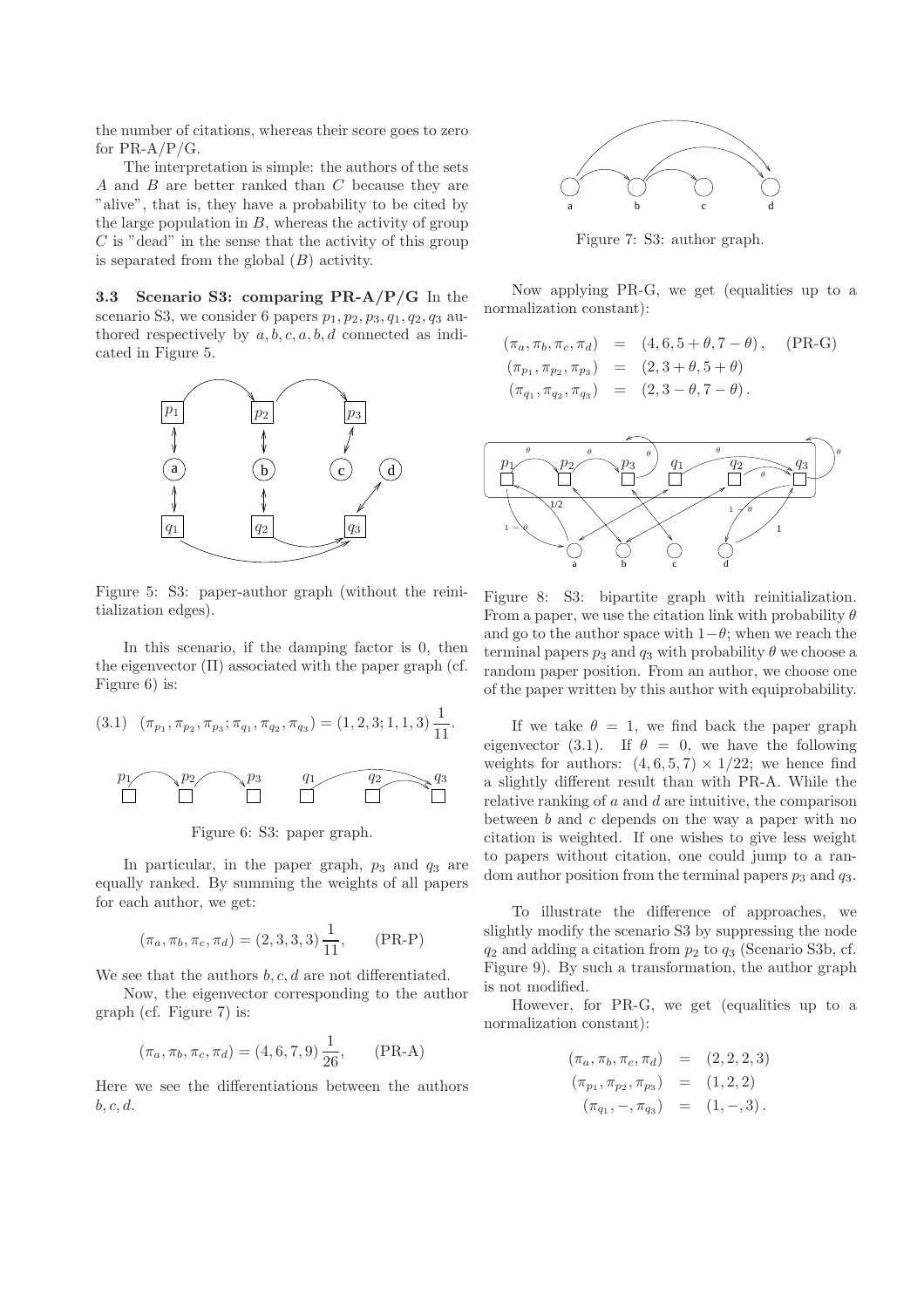the number of citations, whereas their score goes to zero for PR-A/P/G.

The interpretation is simple: the authors of the sets $A$ and $B$ are better ranked than $C$ because they are "alive", that is, they have a probability to be cited by the large population in $B$, whereas the activity of group $C$ is "dead" in the sense that the activity of this group is separated from the global ($B$) activity.

**3.3 Scenario S3: comparing PR-A/P/G** In the scenario S3, we consider 6 papers $p_1, p_2, p_3, q_1, q_2, q_3$ authored respectively by $a, b, c, a, b, d$ connected as indicated in Figure 5.

Figure 5: S3: paper-author graph (without the reinitialization edges).

In this scenario, if the damping factor is 0, then the eigenvector ($\Pi$) associated with the paper graph (cf. Figure 6) is:

$$(3.1)\quad (\pi_{p_1}, \pi_{p_2}, \pi_{p_3}; \pi_{q_1}, \pi_{q_2}, \pi_{q_3}) = (1, 2, 3; 1, 1, 3)\frac{1}{11}.$$

Figure 6: S3: paper graph.

In particular, in the paper graph, $p_3$ and $q_3$ are equally ranked. By summing the weights of all papers for each author, we get:

$$(\pi_a, \pi_b, \pi_c, \pi_d) = (2, 3, 3, 3)\frac{1}{11}, \qquad \text{(PR-P)}$$

We see that the authors $b, c, d$ are not differentiated.

Now, the eigenvector corresponding to the author graph (cf. Figure 7) is:

$$(\pi_a, \pi_b, \pi_c, \pi_d) = (4, 6, 7, 9)\frac{1}{26}, \qquad \text{(PR-A)}$$

Here we see the differentiations between the authors $b, c, d$.

Figure 7: S3: author graph.

Now applying PR-G, we get (equalities up to a normalization constant):

$$\begin{aligned}
(\pi_a, \pi_b, \pi_c, \pi_d) &= (4, 6, 5+\theta, 7-\theta), \quad \text{(PR-G)}\\
(\pi_{p_1}, \pi_{p_2}, \pi_{p_3}) &= (2, 3+\theta, 5+\theta)\\
(\pi_{q_1}, \pi_{q_2}, \pi_{q_3}) &= (2, 3-\theta, 7-\theta).
\end{aligned}$$

Figure 8: S3: bipartite graph with reinitialization. From a paper, we use the citation link with probability $\theta$ and go to the author space with $1-\theta$; when we reach the terminal papers $p_3$ and $q_3$ with probability $\theta$ we choose a random paper position. From an author, we choose one of the paper written by this author with equiprobability.

If we take $\theta = 1$, we find back the paper graph eigenvector (3.1). If $\theta = 0$, we have the following weights for authors: $(4, 6, 5, 7) \times 1/22$; we hence find a slightly different result than with PR-A. While the relative ranking of $a$ and $d$ are intuitive, the comparison between $b$ and $c$ depends on the way a paper with no citation is weighted. If one wishes to give less weight to papers without citation, one could jump to a random author position from the terminal papers $p_3$ and $q_3$.

To illustrate the difference of approaches, we slightly modify the scenario S3 by suppressing the node $q_2$ and adding a citation from $p_2$ to $q_3$ (Scenario S3b, cf. Figure 9). By such a transformation, the author graph is not modified.

However, for PR-G, we get (equalities up to a normalization constant):

$$\begin{aligned}
(\pi_a, \pi_b, \pi_c, \pi_d) &= (2, 2, 2, 3)\\
(\pi_{p_1}, \pi_{p_2}, \pi_{p_3}) &= (1, 2, 2)\\
(\pi_{q_1}, -, \pi_{q_3}) &= (1, -, 3).
\end{aligned}$$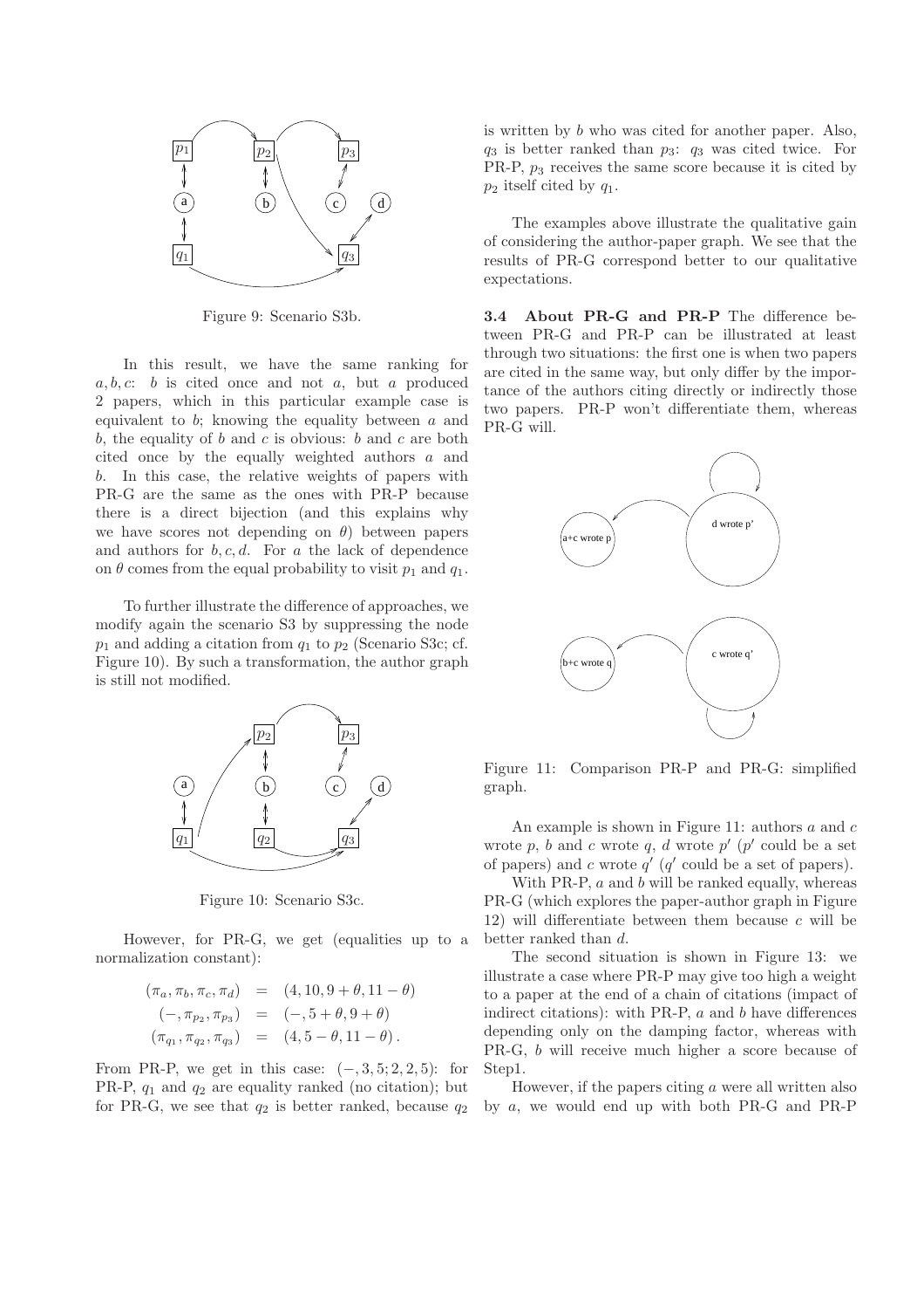Figure 9: Scenario S3b.

In this result, we have the same ranking for $a, b, c$: $b$ is cited once and not $a$, but $a$ produced 2 papers, which in this particular example case is equivalent to $b$; knowing the equality between $a$ and $b$, the equality of $b$ and $c$ is obvious: $b$ and $c$ are both cited once by the equally weighted authors $a$ and $b$. In this case, the relative weights of papers with PR-G are the same as the ones with PR-P because there is a direct bijection (and this explains why we have scores not depending on $\theta$) between papers and authors for $b, c, d$. For $a$ the lack of dependence on $\theta$ comes from the equal probability to visit $p_1$ and $q_1$.

To further illustrate the difference of approaches, we modify again the scenario S3 by suppressing the node $p_1$ and adding a citation from $q_1$ to $p_2$ (Scenario S3c; cf. Figure 10). By such a transformation, the author graph is still not modified.

Figure 10: Scenario S3c.

However, for PR-G, we get (equalities up to a normalization constant):

$$
\begin{aligned}
(\pi_a, \pi_b, \pi_c, \pi_d) &= (4, 10, 9 + \theta, 11 - \theta) \\
(-, \pi_{p_2}, \pi_{p_3}) &= (-, 5 + \theta, 9 + \theta) \\
(\pi_{q_1}, \pi_{q_2}, \pi_{q_3}) &= (4, 5 - \theta, 11 - \theta) .
\end{aligned}
$$

From PR-P, we get in this case: $(-, 3, 5; 2, 2, 5)$: for PR-P, $q_1$ and $q_2$ are equality ranked (no citation); but for PR-G, we see that $q_2$ is better ranked, because $q_2$ is written by $b$ who was cited for another paper. Also, $q_3$ is better ranked than $p_3$: $q_3$ was cited twice. For PR-P, $p_3$ receives the same score because it is cited by $p_2$ itself cited by $q_1$.

The examples above illustrate the qualitative gain of considering the author-paper graph. We see that the results of PR-G correspond better to our qualitative expectations.

**3.4 About PR-G and PR-P** The difference between PR-G and PR-P can be illustrated at least through two situations: the first one is when two papers are cited in the same way, but only differ by the importance of the authors citing directly or indirectly those two papers. PR-P won't differentiate them, whereas PR-G will.

Figure 11: Comparison PR-P and PR-G: simplified graph.

An example is shown in Figure 11: authors $a$ and $c$ wrote $p$, $b$ and $c$ wrote $q$, $d$ wrote $p'$ ($p'$ could be a set of papers) and $c$ wrote $q'$ ($q'$ could be a set of papers).

With PR-P, $a$ and $b$ will be ranked equally, whereas PR-G (which explores the paper-author graph in Figure 12) will differentiate between them because $c$ will be better ranked than $d$.

The second situation is shown in Figure 13: we illustrate a case where PR-P may give too high a weight to a paper at the end of a chain of citations (impact of indirect citations): with PR-P, $a$ and $b$ have differences depending only on the damping factor, whereas with PR-G, $b$ will receive much higher a score because of Step1.

However, if the papers citing $a$ were all written also by $a$, we would end up with both PR-G and PR-P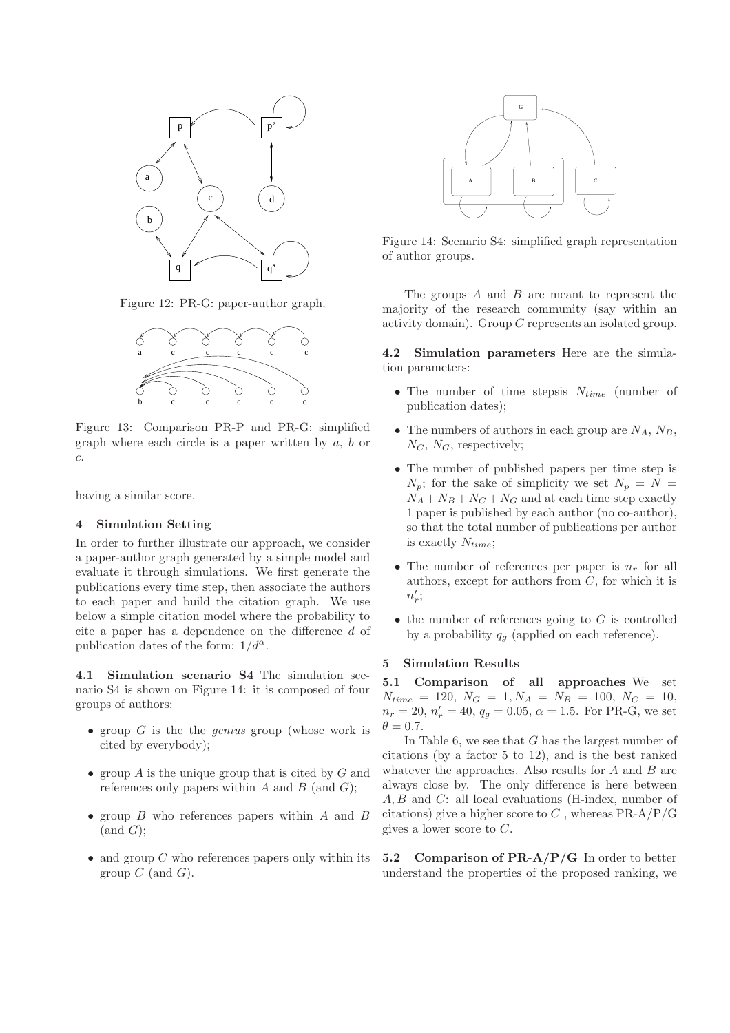Figure 12: PR-G: paper-author graph.

Figure 13: Comparison PR-P and PR-G: simplified graph where each circle is a paper written by $a$, $b$ or $c$.

having a similar score.

## 4 Simulation Setting

In order to further illustrate our approach, we consider a paper-author graph generated by a simple model and evaluate it through simulations. We first generate the publications every time step, then associate the authors to each paper and build the citation graph. We use below a simple citation model where the probability to cite a paper has a dependence on the difference $d$ of publication dates of the form: $1/d^{\alpha}$.

**4.1 Simulation scenario S4** The simulation scenario S4 is shown on Figure 14: it is composed of four groups of authors:

- group $G$ is the the *genius* group (whose work is cited by everybody);
- group $A$ is the unique group that is cited by $G$ and references only papers within $A$ and $B$ (and $G$);
- group $B$ who references papers within $A$ and $B$ (and $G$);
- and group $C$ who references papers only within its group $C$ (and $G$).

Figure 14: Scenario S4: simplified graph representation of author groups.

The groups $A$ and $B$ are meant to represent the majority of the research community (say within an activity domain). Group $C$ represents an isolated group.

**4.2 Simulation parameters** Here are the simulation parameters:

- The number of time stepsis $N_{time}$ (number of publication dates);
- The numbers of authors in each group are $N_A$, $N_B$, $N_C$, $N_G$, respectively;
- The number of published papers per time step is $N_p$; for the sake of simplicity we set $N_p = N = N_A + N_B + N_C + N_G$ and at each time step exactly 1 paper is published by each author (no co-author), so that the total number of publications per author is exactly $N_{time}$;
- The number of references per paper is $n_r$ for all authors, except for authors from $C$, for which it is $n'_r$;
- the number of references going to $G$ is controlled by a probability $q_g$ (applied on each reference).

## 5 Simulation Results

**5.1 Comparison of all approaches** We set $N_{time} = 120$, $N_G = 1, N_A = N_B = 100$, $N_C = 10$, $n_r = 20$, $n'_r = 40$, $q_g = 0.05$, $\alpha = 1.5$. For PR-G, we set $\theta = 0.7$.

In Table 6, we see that $G$ has the largest number of citations (by a factor 5 to 12), and is the best ranked whatever the approaches. Also results for $A$ and $B$ are always close by. The only difference is here between $A, B$ and $C$: all local evaluations (H-index, number of citations) give a higher score to $C$ , whereas PR-A/P/G gives a lower score to $C$.

**5.2 Comparison of PR-A/P/G** In order to better understand the properties of the proposed ranking, we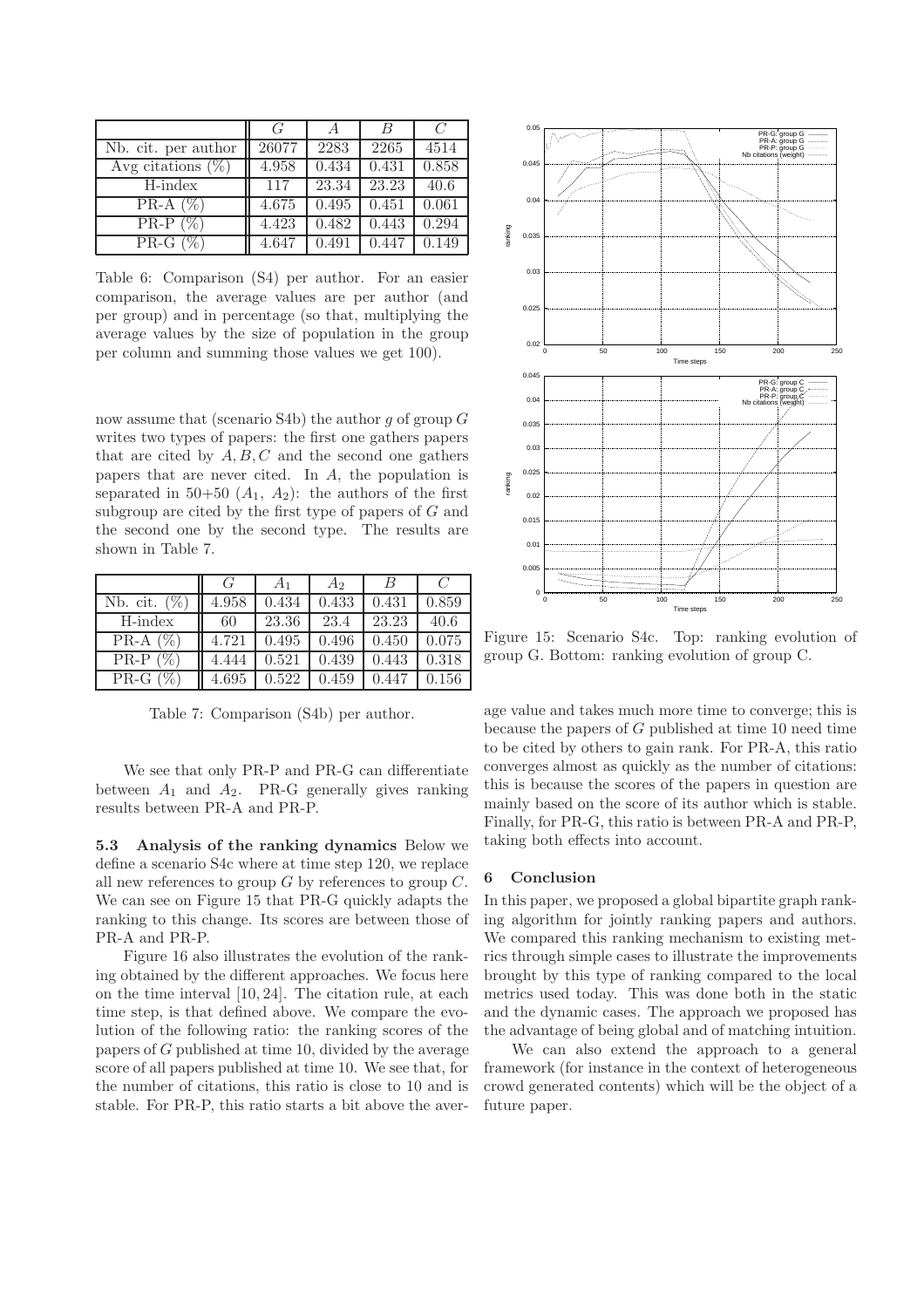|  | $G$ | $A$ | $B$ | $C$ |
| --- | --- | --- | --- | --- |
| Nb. cit. per author | 26077 | 2283 | 2265 | 4514 |
| Avg citations (%) | 4.958 | 0.434 | 0.431 | 0.858 |
| H-index | 117 | 23.34 | 23.23 | 40.6 |
| PR-A (%) | 4.675 | 0.495 | 0.451 | 0.061 |
| PR-P (%) | 4.423 | 0.482 | 0.443 | 0.294 |
| PR-G (%) | 4.647 | 0.491 | 0.447 | 0.149 |

Table 6: Comparison (S4) per author. For an easier comparison, the average values are per author (and per group) and in percentage (so that, multiplying the average values by the size of population in the group per column and summing those values we get 100).

now assume that (scenario S4b) the author $g$ of group $G$ writes two types of papers: the first one gathers papers that are cited by $A, B, C$ and the second one gathers papers that are never cited. In $A$, the population is separated in 50+50 ($A_1$, $A_2$): the authors of the first subgroup are cited by the first type of papers of $G$ and the second one by the second type. The results are shown in Table 7.

|  | $G$ | $A_1$ | $A_2$ | $B$ | $C$ |
| --- | --- | --- | --- | --- | --- |
| Nb. cit. (%) | 4.958 | 0.434 | 0.433 | 0.431 | 0.859 |
| H-index | 60 | 23.36 | 23.4 | 23.23 | 40.6 |
| PR-A (%) | 4.721 | 0.495 | 0.496 | 0.450 | 0.075 |
| PR-P (%) | 4.444 | 0.521 | 0.439 | 0.443 | 0.318 |
| PR-G (%) | 4.695 | 0.522 | 0.459 | 0.447 | 0.156 |

Table 7: Comparison (S4b) per author.

We see that only PR-P and PR-G can differentiate between $A_1$ and $A_2$. PR-G generally gives ranking results between PR-A and PR-P.

**5.3 Analysis of the ranking dynamics** Below we define a scenario S4c where at time step 120, we replace all new references to group $G$ by references to group $C$. We can see on Figure 15 that PR-G quickly adapts the ranking to this change. Its scores are between those of PR-A and PR-P.

Figure 16 also illustrates the evolution of the ranking obtained by the different approaches. We focus here on the time interval $[10, 24]$. The citation rule, at each time step, is that defined above. We compare the evolution of the following ratio: the ranking scores of the papers of $G$ published at time 10, divided by the average score of all papers published at time 10. We see that, for the number of citations, this ratio is close to 10 and is stable. For PR-P, this ratio starts a bit above the average value and takes much more time to converge; this is because the papers of $G$ published at time 10 need time to be cited by others to gain rank. For PR-A, this ratio converges almost as quickly as the number of citations: this is because the scores of the papers in question are mainly based on the score of its author which is stable. Finally, for PR-G, this ratio is between PR-A and PR-P, taking both effects into account.

Figure 15: Scenario S4c. Top: ranking evolution of group G. Bottom: ranking evolution of group C.

## 6 Conclusion

In this paper, we proposed a global bipartite graph ranking algorithm for jointly ranking papers and authors. We compared this ranking mechanism to existing metrics through simple cases to illustrate the improvements brought by this type of ranking compared to the local metrics used today. This was done both in the static and the dynamic cases. The approach we proposed has the advantage of being global and of matching intuition.

We can also extend the approach to a general framework (for instance in the context of heterogeneous crowd generated contents) which will be the object of a future paper.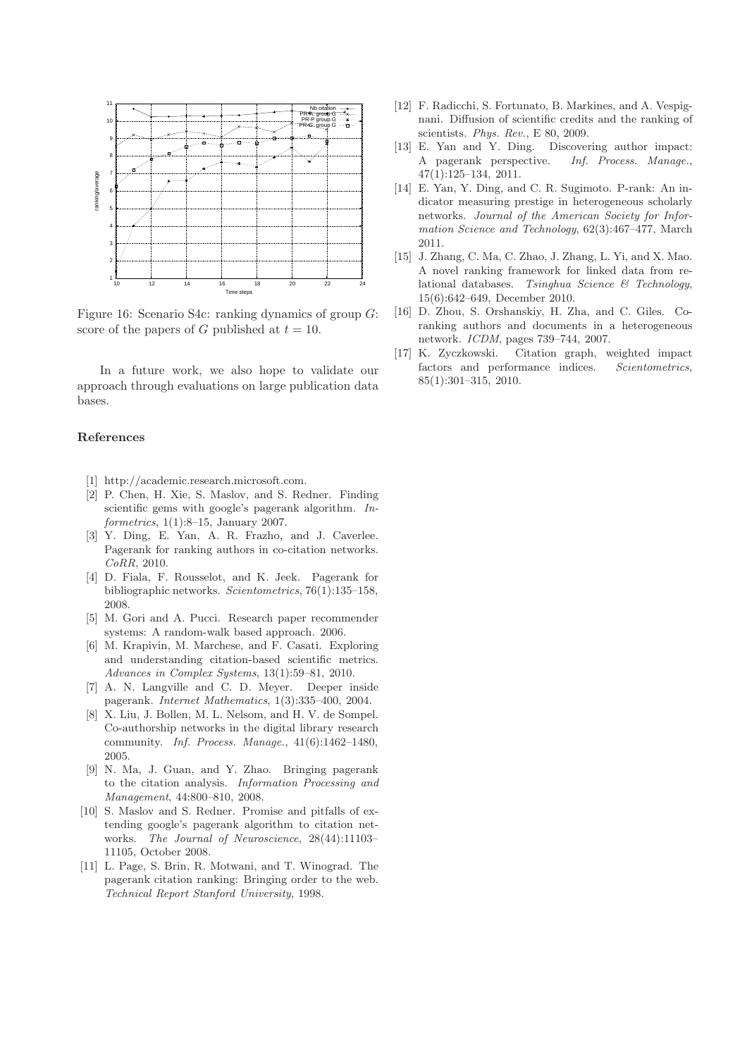11
10
9
8
7
6
5
4
3
2
1

ranking/average

10 12 14 16 18 20 22 24

Time steps

Nb citation
PR-A: group G
PR-P group G
PR-G: group G

Figure 16: Scenario S4c: ranking dynamics of group $G$: score of the papers of $G$ published at $t = 10$.

In a future work, we also hope to validate our approach through evaluations on large publication data bases.

## References

[1] http://academic.research.microsoft.com.

[2] P. Chen, H. Xie, S. Maslov, and S. Redner. Finding scientific gems with google's pagerank algorithm. *Informetrics*, 1(1):8–15, January 2007.

[3] Y. Ding, E. Yan, A. R. Frazho, and J. Caverlee. Pagerank for ranking authors in co-citation networks. *CoRR*, 2010.

[4] D. Fiala, F. Rousselot, and K. Jeek. Pagerank for bibliographic networks. *Scientometrics*, 76(1):135–158, 2008.

[5] M. Gori and A. Pucci. Research paper recommender systems: A random-walk based approach. 2006.

[6] M. Krapivin, M. Marchese, and F. Casati. Exploring and understanding citation-based scientific metrics. *Advances in Complex Systems*, 13(1):59–81, 2010.

[7] A. N. Langville and C. D. Meyer. Deeper inside pagerank. *Internet Mathematics*, 1(3):335–400, 2004.

[8] X. Liu, J. Bollen, M. L. Nelsom, and H. V. de Sompel. Co-authorship networks in the digital library research community. *Inf. Process. Manage.*, 41(6):1462–1480, 2005.

[9] N. Ma, J. Guan, and Y. Zhao. Bringing pagerank to the citation analysis. *Information Processing and Management*, 44:800–810, 2008.

[10] S. Maslov and S. Redner. Promise and pitfalls of extending google's pagerank algorithm to citation networks. *The Journal of Neuroscience*, 28(44):11103–11105, October 2008.

[11] L. Page, S. Brin, R. Motwani, and T. Winograd. The pagerank citation ranking: Bringing order to the web. *Technical Report Stanford University*, 1998.

[12] F. Radicchi, S. Fortunato, B. Markines, and A. Vespignani. Diffusion of scientific credits and the ranking of scientists. *Phys. Rev.*, E 80, 2009.

[13] E. Yan and Y. Ding. Discovering author impact: A pagerank perspective. *Inf. Process. Manage.*, 47(1):125–134, 2011.

[14] E. Yan, Y. Ding, and C. R. Sugimoto. P-rank: An indicator measuring prestige in heterogeneous scholarly networks. *Journal of the American Society for Information Science and Technology*, 62(3):467–477, March 2011.

[15] J. Zhang, C. Ma, C. Zhao, J. Zhang, L. Yi, and X. Mao. A novel ranking framework for linked data from relational databases. *Tsinghua Science & Technology*, 15(6):642–649, December 2010.

[16] D. Zhou, S. Orshanskiy, H. Zha, and C. Giles. Co-ranking authors and documents in a heterogeneous network. *ICDM*, pages 739–744, 2007.

[17] K. Zyczkowski. Citation graph, weighted impact factors and performance indices. *Scientometrics*, 85(1):301–315, 2010.